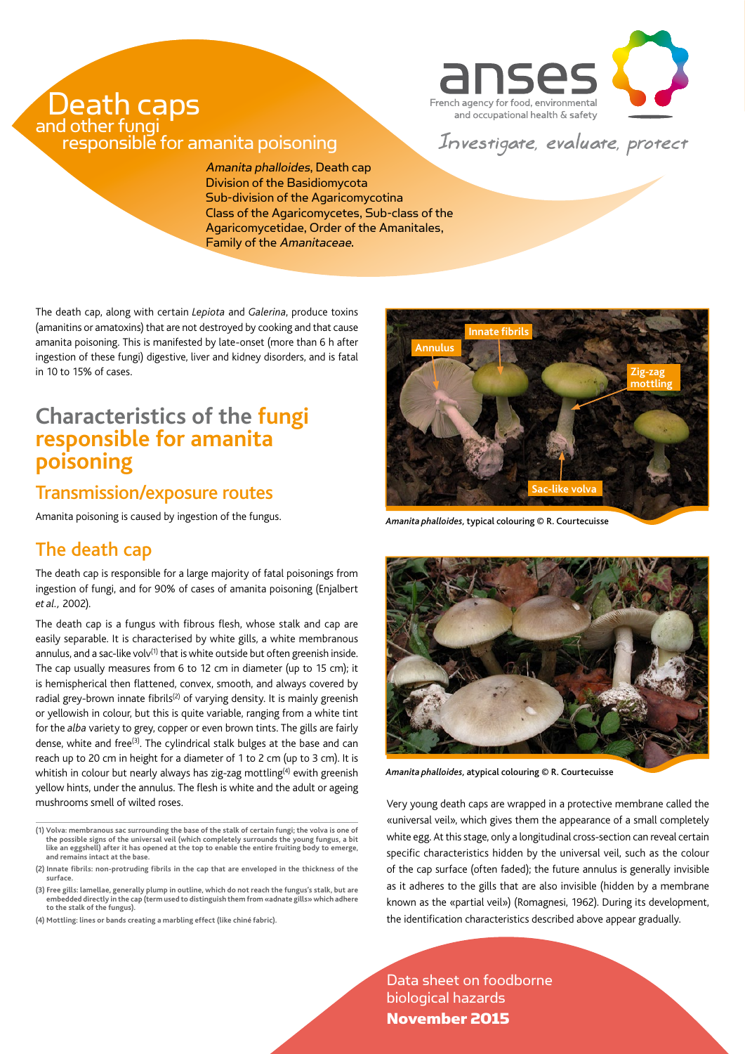# Death caps

## and other fungi responsible for amanita poisoning

*Amanita phalloides*, Death cap
Division of the Basidiomycota
Sub-division of the Agaricomycotina
Class of the Agaricomycetes, Sub-class of the Agaricomycetidae, Order of the Amanitales, Family of the *Amanitaceae*.

anses
French agency for food, environmental and occupational health & safety

*Investigate, evaluate, protect*

The death cap, along with certain *Lepiota* and *Galerina*, produce toxins (amanitins or amatoxins) that are not destroyed by cooking and that cause amanita poisoning. This is manifested by late-onset (more than 6 h after ingestion of these fungi) digestive, liver and kidney disorders, and is fatal in 10 to 15% of cases.

## Characteristics of the fungi responsible for amanita poisoning

### Transmission/exposure routes

Amanita poisoning is caused by ingestion of the fungus.

### The death cap

The death cap is responsible for a large majority of fatal poisonings from ingestion of fungi, and for 90% of cases of amanita poisoning (Enjalbert *et al.*, 2002).

The death cap is a fungus with fibrous flesh, whose stalk and cap are easily separable. It is characterised by white gills, a white membranous annulus, and a sac-like volv[1] that is white outside but often greenish inside. The cap usually measures from 6 to 12 cm in diameter (up to 15 cm); it is hemispherical then flattened, convex, smooth, and always covered by radial grey-brown innate fibrils[2] of varying density. It is mainly greenish or yellowish in colour, but this is quite variable, ranging from a white tint for the *alba* variety to grey, copper or even brown tints. The gills are fairly dense, white and free[3]. The cylindrical stalk bulges at the base and can reach up to 20 cm in height for a diameter of 1 to 2 cm (up to 3 cm). It is whitish in colour but nearly always has zig-zag mottling[4] ewith greenish yellow hints, under the annulus. The flesh is white and the adult or ageing mushrooms smell of wilted roses.

(1) Volva: membranous sac surrounding the base of the stalk of certain fungi; the volva is one of the possible signs of the universal veil (which completely surrounds the young fungus, a bit like an eggshell) after it has opened at the top to enable the entire fruiting body to emerge, and remains intact at the base.

(2) Innate fibrils: non-protruding fibrils in the cap that are enveloped in the thickness of the surface.

(3) Free gills: lamellae, generally plump in outline, which do not reach the fungus's stalk, but are embedded directly in the cap (term used to distinguish them from «adnate gills» which adhere to the stalk of the fungus).

(4) Mottling: lines or bands creating a marbling effect (like chiné fabric).

Annulus — Innate fibrils — Zig-zag mottling — Sac-like volva

*Amanita phalloides*, typical colouring © R. Courtecuisse

*Amanita phalloides*, atypical colouring © R. Courtecuisse

Very young death caps are wrapped in a protective membrane called the «universal veil», which gives them the appearance of a small completely white egg. At this stage, only a longitudinal cross-section can reveal certain specific characteristics hidden by the universal veil, such as the colour of the cap surface (often faded); the future annulus is generally invisible as it adheres to the gills that are also invisible (hidden by a membrane known as the «partial veil») (Romagnesi, 1962). During its development, the identification characteristics described above appear gradually.

Data sheet on foodborne biological hazards
**November 2015**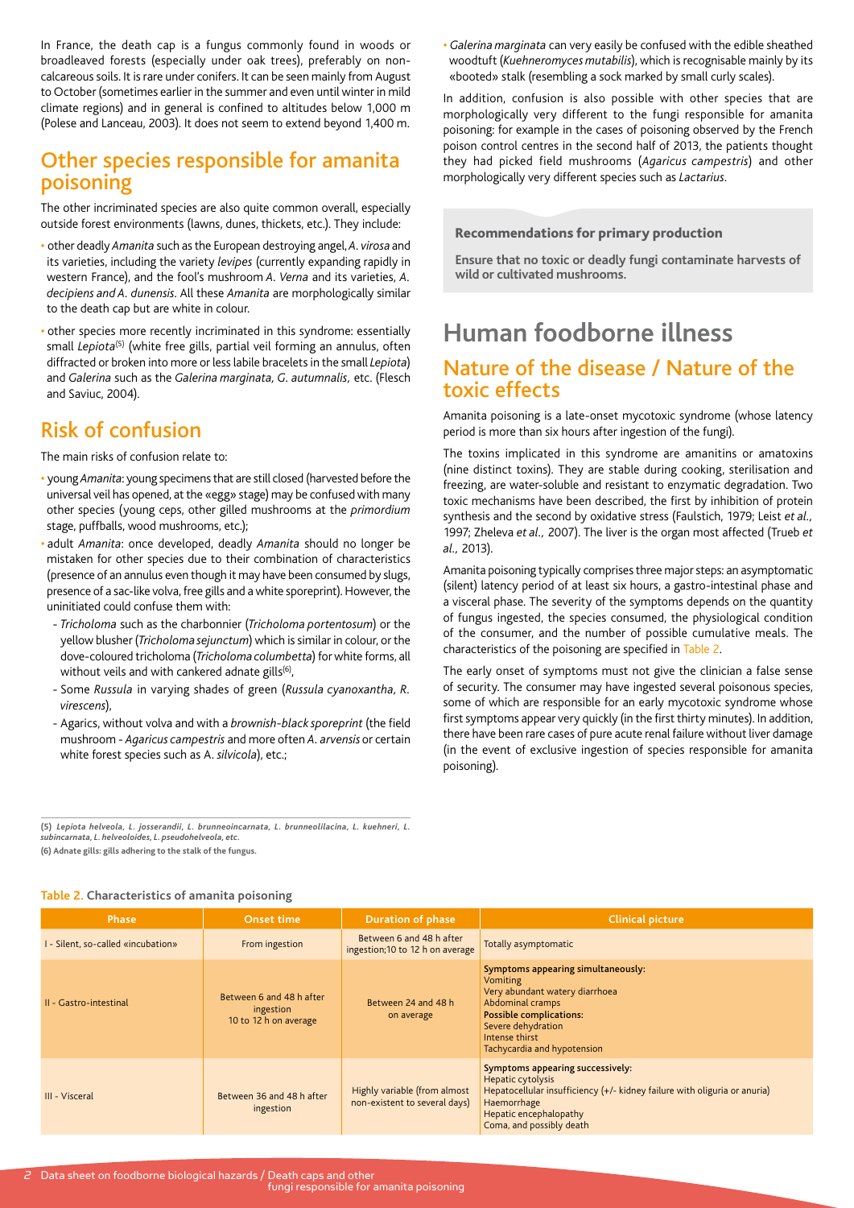In France, the death cap is a fungus commonly found in woods or broadleaved forests (especially under oak trees), preferably on non-calcareous soils. It is rare under conifers. It can be seen mainly from August to October (sometimes earlier in the summer and even until winter in mild climate regions) and in general is confined to altitudes below 1,000 m (Polese and Lanceau, 2003). It does not seem to extend beyond 1,400 m.

## Other species responsible for amanita poisoning

The other incriminated species are also quite common overall, especially outside forest environments (lawns, dunes, thickets, etc.). They include:

- other deadly *Amanita* such as the European destroying angel, *A. virosa* and its varieties, including the variety *levipes* (currently expanding rapidly in western France), and the fool's mushroom *A. Verna* and its varieties, *A. decipiens* and *A. dunensis*. All these *Amanita* are morphologically similar to the death cap but are white in colour.
- other species more recently incriminated in this syndrome: essentially small *Lepiota*[5] (white free gills, partial veil forming an annulus, often diffracted or broken into more or less labile bracelets in the small *Lepiota*) and *Galerina* such as the *Galerina marginata, G. autumnalis*, etc. (Flesch and Saviuc, 2004).

## Risk of confusion

The main risks of confusion relate to:

- young *Amanita*: young specimens that are still closed (harvested before the universal veil has opened, at the «egg» stage) may be confused with many other species (young ceps, other gilled mushrooms at the *primordium* stage, puffballs, wood mushrooms, etc.);
- adult *Amanita*: once developed, deadly *Amanita* should no longer be mistaken for other species due to their combination of characteristics (presence of an annulus even though it may have been consumed by slugs, presence of a sac-like volva, free gills and a white sporeprint). However, the uninitiated could confuse them with:
  - *Tricholoma* such as the charbonnier (*Tricholoma portentosum*) or the yellow blusher (*Tricholoma sejunctum*) which is similar in colour, or the dove-coloured tricholoma (*Tricholoma columbetta*) for white forms, all without veils and with cankered adnate gills[6],
  - Some *Russula* in varying shades of green (*Russula cyanoxantha*, *R. virescens*),
  - Agarics, without volva and with a *brownish-black sporeprint* (the field mushroom - *Agaricus campestris* and more often *A. arvensis* or certain white forest species such as A. *silvicola*), etc.;
- *Galerina marginata* can very easily be confused with the edible sheathed woodtuft (*Kuehneromyces mutabilis*), which is recognisable mainly by its «booted» stalk (resembling a sock marked by small curly scales).

In addition, confusion is also possible with other species that are morphologically very different to the fungi responsible for amanita poisoning: for example in the cases of poisoning observed by the French poison control centres in the second half of 2013, the patients thought they had picked field mushrooms (*Agaricus campestris*) and other morphologically very different species such as *Lactarius*.

**Recommendations for primary production**

**Ensure that no toxic or deadly fungi contaminate harvests of wild or cultivated mushrooms.**

# Human foodborne illness

## Nature of the disease / Nature of the toxic effects

Amanita poisoning is a late-onset mycotoxic syndrome (whose latency period is more than six hours after ingestion of the fungi).

The toxins implicated in this syndrome are amanitins or amatoxins (nine distinct toxins). They are stable during cooking, sterilisation and freezing, are water-soluble and resistant to enzymatic degradation. Two toxic mechanisms have been described, the first by inhibition of protein synthesis and the second by oxidative stress (Faulstich, 1979; Leist *et al.,* 1997; Zheleva *et al.,* 2007). The liver is the organ most affected (Trueb *et al.,* 2013).

Amanita poisoning typically comprises three major steps: an asymptomatic (silent) latency period of at least six hours, a gastro-intestinal phase and a visceral phase. The severity of the symptoms depends on the quantity of fungus ingested, the species consumed, the physiological condition of the consumer, and the number of possible cumulative meals. The characteristics of the poisoning are specified in Table 2.

The early onset of symptoms must not give the clinician a false sense of security. The consumer may have ingested several poisonous species, some of which are responsible for an early mycotoxic syndrome whose first symptoms appear very quickly (in the first thirty minutes). In addition, there have been rare cases of pure acute renal failure without liver damage (in the event of exclusive ingestion of species responsible for amanita poisoning).

**(5)** ***Lepiota helveola, L. josserandii, L. brunneoincarnata, L. brunneolilacina, L. kuehneri, L. subincarnata, L. helveoloides, L. pseudohelveola, etc.***

**(6) Adnate gills: gills adhering to the stalk of the fungus.**

**Table 2. Characteristics of amanita poisoning**

| Phase | Onset time | Duration of phase | Clinical picture |
|---|---|---|---|
| I - Silent, so-called «incubation» | From ingestion | Between 6 and 48 h after ingestion;10 to 12 h on average | Totally asymptomatic |
| II - Gastro-intestinal | Between 6 and 48 h after ingestion 10 to 12 h on average | Between 24 and 48 h on average | **Symptoms appearing simultaneously:** Vomiting, Very abundant watery diarrhoea, Abdominal cramps. **Possible complications:** Severe dehydration, Intense thirst, Tachycardia and hypotension |
| III - Visceral | Between 36 and 48 h after ingestion | Highly variable (from almost non-existent to several days) | **Symptoms appearing successively:** Hepatic cytolysis, Hepatocellular insufficiency (+/- kidney failure with oliguria or anuria), Haemorrhage, Hepatic encephalopathy, Coma, and possibly death |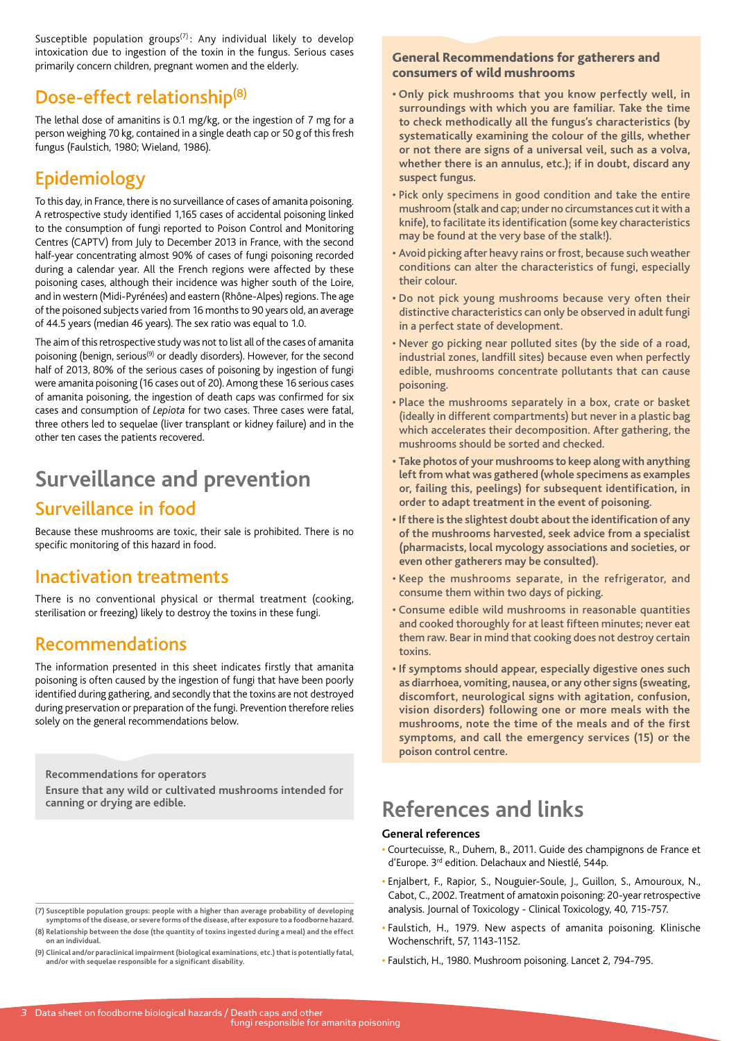Susceptible population groups[7]: Any individual likely to develop intoxication due to ingestion of the toxin in the fungus. Serious cases primarily concern children, pregnant women and the elderly.

## Dose-effect relationship[8]

The lethal dose of amanitins is 0.1 mg/kg, or the ingestion of 7 mg for a person weighing 70 kg, contained in a single death cap or 50 g of this fresh fungus (Faulstich, 1980; Wieland, 1986).

## Epidemiology

To this day, in France, there is no surveillance of cases of amanita poisoning. A retrospective study identified 1,165 cases of accidental poisoning linked to the consumption of fungi reported to Poison Control and Monitoring Centres (CAPTV) from July to December 2013 in France, with the second half-year concentrating almost 90% of cases of fungi poisoning recorded during a calendar year. All the French regions were affected by these poisoning cases, although their incidence was higher south of the Loire, and in western (Midi-Pyrénées) and eastern (Rhône-Alpes) regions. The age of the poisoned subjects varied from 16 months to 90 years old, an average of 44.5 years (median 46 years). The sex ratio was equal to 1.0.

The aim of this retrospective study was not to list all of the cases of amanita poisoning (benign, serious[9] or deadly disorders). However, for the second half of 2013, 80% of the serious cases of poisoning by ingestion of fungi were amanita poisoning (16 cases out of 20). Among these 16 serious cases of amanita poisoning, the ingestion of death caps was confirmed for six cases and consumption of *Lepiota* for two cases. Three cases were fatal, three others led to sequelae (liver transplant or kidney failure) and in the other ten cases the patients recovered.

# Surveillance and prevention

## Surveillance in food

Because these mushrooms are toxic, their sale is prohibited. There is no specific monitoring of this hazard in food.

## Inactivation treatments

There is no conventional physical or thermal treatment (cooking, sterilisation or freezing) likely to destroy the toxins in these fungi.

## Recommendations

The information presented in this sheet indicates firstly that amanita poisoning is often caused by the ingestion of fungi that have been poorly identified during gathering, and secondly that the toxins are not destroyed during preservation or preparation of the fungi. Prevention therefore relies solely on the general recommendations below.

**Recommendations for operators**

**Ensure that any wild or cultivated mushrooms intended for canning or drying are edible.**

### General Recommendations for gatherers and consumers of wild mushrooms

- **Only pick mushrooms that you know perfectly well, in surroundings with which you are familiar. Take the time to check methodically all the fungus's characteristics (by systematically examining the colour of the gills, whether or not there are signs of a universal veil, such as a volva, whether there is an annulus, etc.); if in doubt, discard any suspect fungus.**
- Pick only specimens in good condition and take the entire mushroom (stalk and cap; under no circumstances cut it with a knife), to facilitate its identification (some key characteristics may be found at the very base of the stalk!).
- Avoid picking after heavy rains or frost, because such weather conditions can alter the characteristics of fungi, especially their colour.
- Do not pick young mushrooms because very often their distinctive characteristics can only be observed in adult fungi in a perfect state of development.
- Never go picking near polluted sites (by the side of a road, industrial zones, landfill sites) because even when perfectly edible, mushrooms concentrate pollutants that can cause poisoning.
- Place the mushrooms separately in a box, crate or basket (ideally in different compartments) but never in a plastic bag which accelerates their decomposition. After gathering, the mushrooms should be sorted and checked.
- **Take photos of your mushrooms to keep along with anything left from what was gathered (whole specimens as examples or, failing this, peelings) for subsequent identification, in order to adapt treatment in the event of poisoning.**
- **If there is the slightest doubt about the identification of any of the mushrooms harvested, seek advice from a specialist (pharmacists, local mycology associations and societies, or even other gatherers may be consulted).**
- Keep the mushrooms separate, in the refrigerator, and consume them within two days of picking.
- Consume edible wild mushrooms in reasonable quantities and cooked thoroughly for at least fifteen minutes; never eat them raw. Bear in mind that cooking does not destroy certain toxins.
- **If symptoms should appear, especially digestive ones such as diarrhoea, vomiting, nausea, or any other signs (sweating, discomfort, neurological signs with agitation, confusion, vision disorders) following one or more meals with the mushrooms, note the time of the meals and of the first symptoms, and call the emergency services (15) or the poison control centre.**

# References and links

### General references

- Courtecuisse, R., Duhem, B., 2011. Guide des champignons de France et d'Europe. 3rd edition. Delachaux and Niestlé, 544p.
- Enjalbert, F., Rapior, S., Nouguier-Soule, J., Guillon, S., Amouroux, N., Cabot, C., 2002. Treatment of amatoxin poisoning: 20-year retrospective analysis. Journal of Toxicology - Clinical Toxicology, 40, 715-757.
- Faulstich, H., 1979. New aspects of amanita poisoning. Klinische Wochenschrift, 57, 1143-1152.
- Faulstich, H., 1980. Mushroom poisoning. Lancet 2, 794-795.

---

(7) Susceptible population groups: people with a higher than average probability of developing symptoms of the disease, or severe forms of the disease, after exposure to a foodborne hazard.

(8) Relationship between the dose (the quantity of toxins ingested during a meal) and the effect on an individual.

(9) Clinical and/or paraclinical impairment (biological examinations, etc.) that is potentially fatal, and/or with sequelae responsible for a significant disability.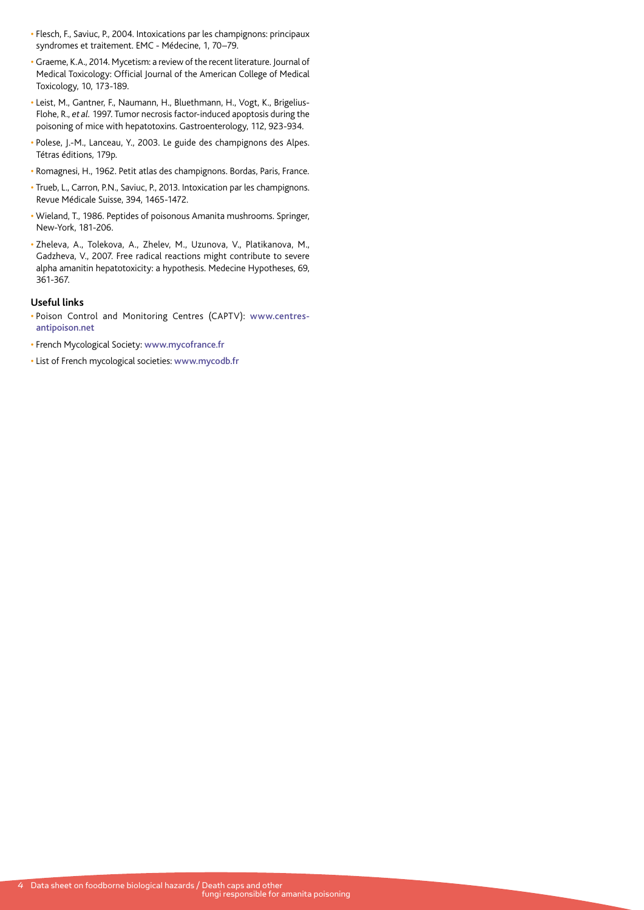- Flesch, F., Saviuc, P., 2004. Intoxications par les champignons: principaux syndromes et traitement. EMC - Médecine, 1, 70–79.
- Graeme, K.A., 2014. Mycetism: a review of the recent literature. Journal of Medical Toxicology: Official Journal of the American College of Medical Toxicology, 10, 173-189.
- Leist, M., Gantner, F., Naumann, H., Bluethmann, H., Vogt, K., Brigelius-Flohe, R., *et al.* 1997. Tumor necrosis factor-induced apoptosis during the poisoning of mice with hepatotoxins. Gastroenterology, 112, 923-934.
- Polese, J.-M., Lanceau, Y., 2003. Le guide des champignons des Alpes. Tétras éditions, 179p.
- Romagnesi, H., 1962. Petit atlas des champignons. Bordas, Paris, France.
- Trueb, L., Carron, P.N., Saviuc, P., 2013. Intoxication par les champignons. Revue Médicale Suisse, 394, 1465-1472.
- Wieland, T., 1986. Peptides of poisonous Amanita mushrooms. Springer, New-York, 181-206.
- Zheleva, A., Tolekova, A., Zhelev, M., Uzunova, V., Platikanova, M., Gadzheva, V., 2007. Free radical reactions might contribute to severe alpha amanitin hepatotoxicity: a hypothesis. Medecine Hypotheses, 69, 361-367.

**Useful links**

- Poison Control and Monitoring Centres (CAPTV): **www.centres-antipoison.net**
- French Mycological Society: **www.mycofrance.fr**
- List of French mycological societies: **www.mycodb.fr**